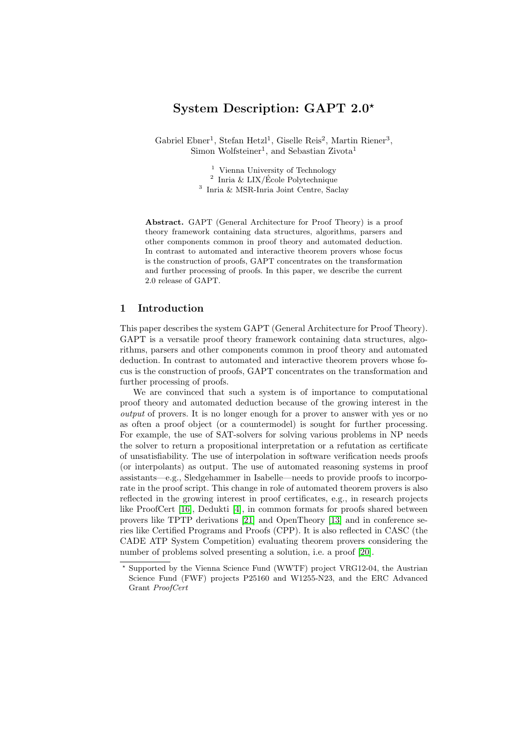# System Description: GAPT 2.0*

Gabriel Ebner[1], Stefan Hetzl[1], Giselle Reis[2], Martin Riener[3], Simon Wolfsteiner[1], and Sebastian Zivota[1]

[1] Vienna University of Technology
[2] Inria & LIX/École Polytechnique
[3] Inria & MSR-Inria Joint Centre, Saclay

**Abstract.** GAPT (General Architecture for Proof Theory) is a proof theory framework containing data structures, algorithms, parsers and other components common in proof theory and automated deduction. In contrast to automated and interactive theorem provers whose focus is the construction of proofs, GAPT concentrates on the transformation and further processing of proofs. In this paper, we describe the current 2.0 release of GAPT.

## 1 Introduction

This paper describes the system GAPT (General Architecture for Proof Theory). GAPT is a versatile proof theory framework containing data structures, algorithms, parsers and other components common in proof theory and automated deduction. In contrast to automated and interactive theorem provers whose focus is the construction of proofs, GAPT concentrates on the transformation and further processing of proofs.

We are convinced that such a system is of importance to computational proof theory and automated deduction because of the growing interest in the *output* of provers. It is no longer enough for a prover to answer with yes or no as often a proof object (or a countermodel) is sought for further processing. For example, the use of SAT-solvers for solving various problems in NP needs the solver to return a propositional interpretation or a refutation as certificate of unsatisfiability. The use of interpolation in software verification needs proofs (or interpolants) as output. The use of automated reasoning systems in proof assistants—e.g., Sledgehammer in Isabelle—needs to provide proofs to incorporate in the proof script. This change in role of automated theorem provers is also reflected in the growing interest in proof certificates, e.g., in research projects like ProofCert [16], Dedukti [4], in common formats for proofs shared between provers like TPTP derivations [21] and OpenTheory [13] and in conference series like Certified Programs and Proofs (CPP). It is also reflected in CASC (the CADE ATP System Competition) evaluating theorem provers considering the number of problems solved presenting a solution, i.e. a proof [20].

* Supported by the Vienna Science Fund (WWTF) project VRG12-04, the Austrian Science Fund (FWF) projects P25160 and W1255-N23, and the ERC Advanced Grant *ProofCert*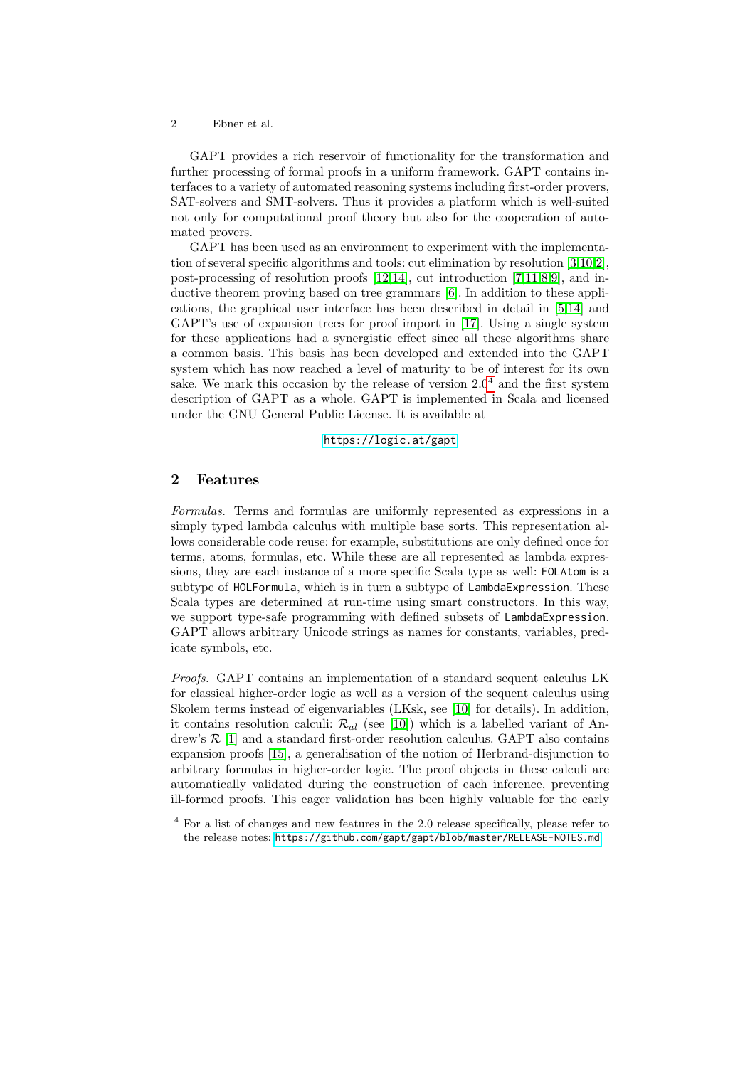GAPT provides a rich reservoir of functionality for the transformation and further processing of formal proofs in a uniform framework. GAPT contains interfaces to a variety of automated reasoning systems including first-order provers, SAT-solvers and SMT-solvers. Thus it provides a platform which is well-suited not only for computational proof theory but also for the cooperation of automated provers.

GAPT has been used as an environment to experiment with the implementation of several specific algorithms and tools: cut elimination by resolution [3,10,2], post-processing of resolution proofs [12,14], cut introduction [7,11,8,9], and inductive theorem proving based on tree grammars [6]. In addition to these applications, the graphical user interface has been described in detail in [5,14] and GAPT's use of expansion trees for proof import in [17]. Using a single system for these applications had a synergistic effect since all these algorithms share a common basis. This basis has been developed and extended into the GAPT system which has now reached a level of maturity to be of interest for its own sake. We mark this occasion by the release of version 2.0[4] and the first system description of GAPT as a whole. GAPT is implemented in Scala and licensed under the GNU General Public License. It is available at

https://logic.at/gapt

## 2 Features

*Formulas.* Terms and formulas are uniformly represented as expressions in a simply typed lambda calculus with multiple base sorts. This representation allows considerable code reuse: for example, substitutions are only defined once for terms, atoms, formulas, etc. While these are all represented as lambda expressions, they are each instance of a more specific Scala type as well: `FOLAtom` is a subtype of `HOLFormula`, which is in turn a subtype of `LambdaExpression`. These Scala types are determined at run-time using smart constructors. In this way, we support type-safe programming with defined subsets of `LambdaExpression`. GAPT allows arbitrary Unicode strings as names for constants, variables, predicate symbols, etc.

*Proofs.* GAPT contains an implementation of a standard sequent calculus LK for classical higher-order logic as well as a version of the sequent calculus using Skolem terms instead of eigenvariables (LKsk, see [10] for details). In addition, it contains resolution calculi: $\mathcal{R}_{al}$ (see [10]) which is a labelled variant of Andrew's $\mathcal{R}$ [1] and a standard first-order resolution calculus. GAPT also contains expansion proofs [15], a generalisation of the notion of Herbrand-disjunction to arbitrary formulas in higher-order logic. The proof objects in these calculi are automatically validated during the construction of each inference, preventing ill-formed proofs. This eager validation has been highly valuable for the early

[4] For a list of changes and new features in the 2.0 release specifically, please refer to the release notes: https://github.com/gapt/gapt/blob/master/RELEASE-NOTES.md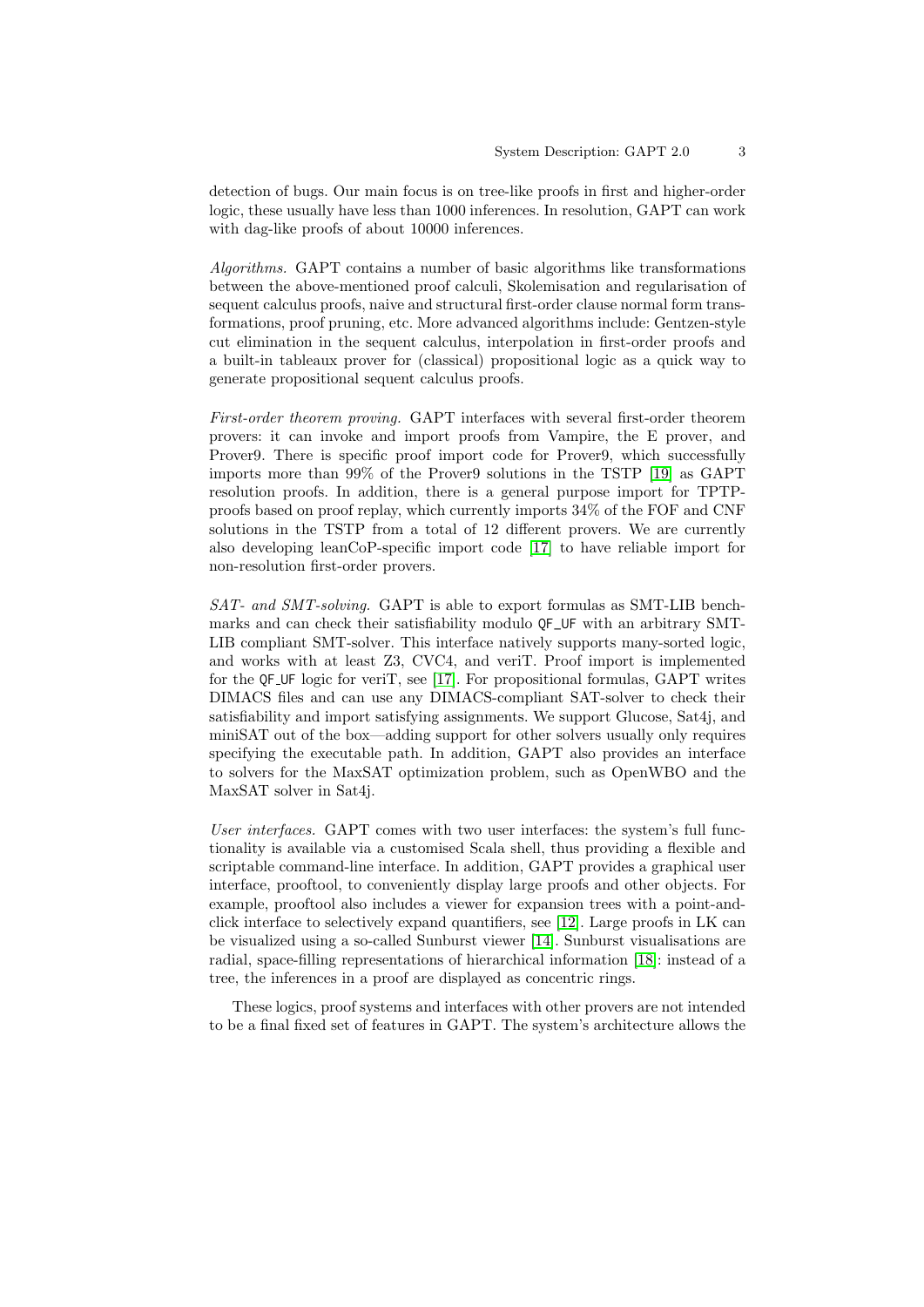detection of bugs. Our main focus is on tree-like proofs in first and higher-order logic, these usually have less than 1000 inferences. In resolution, GAPT can work with dag-like proofs of about 10000 inferences.

*Algorithms.* GAPT contains a number of basic algorithms like transformations between the above-mentioned proof calculi, Skolemisation and regularisation of sequent calculus proofs, naive and structural first-order clause normal form transformations, proof pruning, etc. More advanced algorithms include: Gentzen-style cut elimination in the sequent calculus, interpolation in first-order proofs and a built-in tableaux prover for (classical) propositional logic as a quick way to generate propositional sequent calculus proofs.

*First-order theorem proving.* GAPT interfaces with several first-order theorem provers: it can invoke and import proofs from Vampire, the E prover, and Prover9. There is specific proof import code for Prover9, which successfully imports more than 99% of the Prover9 solutions in the TSTP [19] as GAPT resolution proofs. In addition, there is a general purpose import for TPTP-proofs based on proof replay, which currently imports 34% of the FOF and CNF solutions in the TSTP from a total of 12 different provers. We are currently also developing leanCoP-specific import code [17] to have reliable import for non-resolution first-order provers.

*SAT- and SMT-solving.* GAPT is able to export formulas as SMT-LIB benchmarks and can check their satisfiability modulo `QF_UF` with an arbitrary SMT-LIB compliant SMT-solver. This interface natively supports many-sorted logic, and works with at least Z3, CVC4, and veriT. Proof import is implemented for the `QF_UF` logic for veriT, see [17]. For propositional formulas, GAPT writes DIMACS files and can use any DIMACS-compliant SAT-solver to check their satisfiability and import satisfying assignments. We support Glucose, Sat4j, and miniSAT out of the box—adding support for other solvers usually only requires specifying the executable path. In addition, GAPT also provides an interface to solvers for the MaxSAT optimization problem, such as OpenWBO and the MaxSAT solver in Sat4j.

*User interfaces.* GAPT comes with two user interfaces: the system's full functionality is available via a customised Scala shell, thus providing a flexible and scriptable command-line interface. In addition, GAPT provides a graphical user interface, prooftool, to conveniently display large proofs and other objects. For example, prooftool also includes a viewer for expansion trees with a point-and-click interface to selectively expand quantifiers, see [12]. Large proofs in LK can be visualized using a so-called Sunburst viewer [14]. Sunburst visualisations are radial, space-filling representations of hierarchical information [18]: instead of a tree, the inferences in a proof are displayed as concentric rings.

These logics, proof systems and interfaces with other provers are not intended to be a final fixed set of features in GAPT. The system's architecture allows the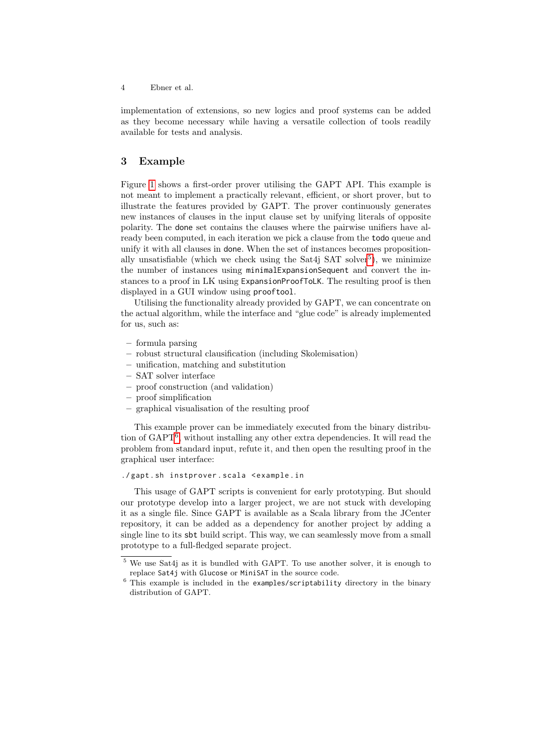implementation of extensions, so new logics and proof systems can be added as they become necessary while having a versatile collection of tools readily available for tests and analysis.

## 3 Example

Figure 1 shows a first-order prover utilising the GAPT API. This example is not meant to implement a practically relevant, efficient, or short prover, but to illustrate the features provided by GAPT. The prover continuously generates new instances of clauses in the input clause set by unifying literals of opposite polarity. The `done` set contains the clauses where the pairwise unifiers have already been computed, in each iteration we pick a clause from the `todo` queue and unify it with all clauses in `done`. When the set of instances becomes propositionally unsatisfiable (which we check using the Sat4j SAT solver[5]), we minimize the number of instances using `minimalExpansionSequent` and convert the instances to a proof in LK using `ExpansionProofToLK`. The resulting proof is then displayed in a GUI window using `prooftool`.

Utilising the functionality already provided by GAPT, we can concentrate on the actual algorithm, while the interface and "glue code" is already implemented for us, such as:

- formula parsing
- robust structural clausification (including Skolemisation)
- unification, matching and substitution
- SAT solver interface
- proof construction (and validation)
- proof simplification
- graphical visualisation of the resulting proof

This example prover can be immediately executed from the binary distribution of GAPT[6], without installing any other extra dependencies. It will read the problem from standard input, refute it, and then open the resulting proof in the graphical user interface:

```
./gapt.sh instprover.scala <example.in
```

This usage of GAPT scripts is convenient for early prototyping. But should our prototype develop into a larger project, we are not stuck with developing it as a single file. Since GAPT is available as a Scala library from the JCenter repository, it can be added as a dependency for another project by adding a single line to its `sbt` build script. This way, we can seamlessly move from a small prototype to a full-fledged separate project.

[5] We use Sat4j as it is bundled with GAPT. To use another solver, it is enough to replace `Sat4j` with `Glucose` or `MiniSAT` in the source code.

[6] This example is included in the `examples/scriptability` directory in the binary distribution of GAPT.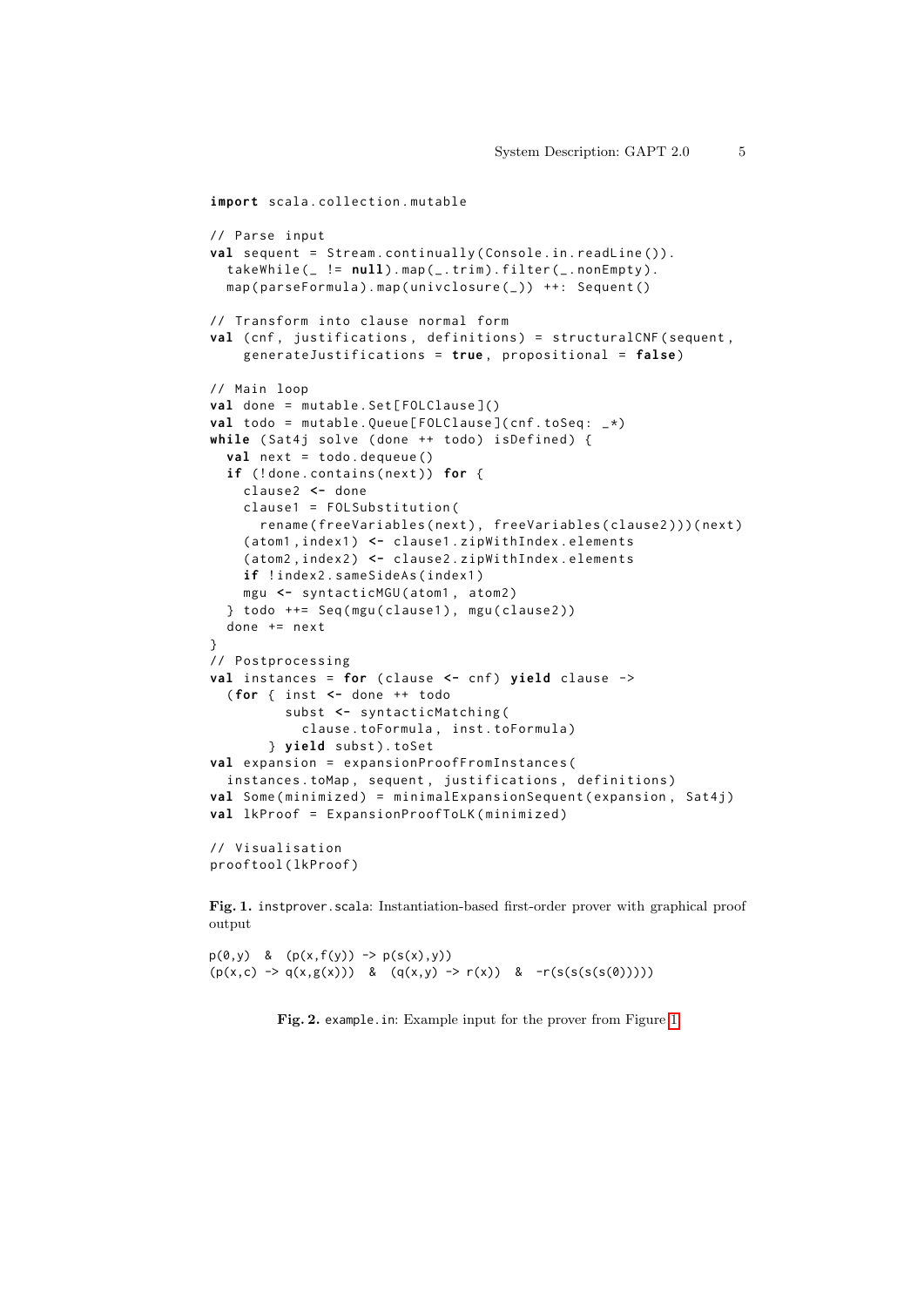```scala
import scala.collection.mutable

// Parse input
val sequent = Stream.continually(Console.in.readLine()).
  takeWhile(_ != null).map(_.trim).filter(_.nonEmpty).
  map(parseFormula).map(univclosure(_)) ++: Sequent()

// Transform into clause normal form
val (cnf, justifications, definitions) = structuralCNF(sequent,
    generateJustifications = true, propositional = false)

// Main loop
val done = mutable.Set[FOLClause]()
val todo = mutable.Queue[FOLClause](cnf.toSeq: _*)
while (Sat4j solve (done ++ todo) isDefined) {
  val next = todo.dequeue()
  if (!done.contains(next)) for {
    clause2 <- done
    clause1 = FOLSubstitution(
      rename(freeVariables(next), freeVariables(clause2)))(next)
    (atom1,index1) <- clause1.zipWithIndex.elements
    (atom2,index2) <- clause2.zipWithIndex.elements
    if !index2.sameSideAs(index1)
    mgu <- syntacticMGU(atom1, atom2)
  } todo ++= Seq(mgu(clause1), mgu(clause2))
  done += next
}
// Postprocessing
val instances = for (clause <- cnf) yield clause ->
  (for { inst <- done ++ todo
         subst <- syntacticMatching(
           clause.toFormula, inst.toFormula)
       } yield subst).toSet
val expansion = expansionProofFromInstances(
  instances.toMap, sequent, justifications, definitions)
val Some(minimized) = minimalExpansionSequent(expansion, Sat4j)
val lkProof = ExpansionProofToLK(minimized)

// Visualisation
prooftool(lkProof)
```

**Fig. 1.** instprover.scala: Instantiation-based first-order prover with graphical proof output

```
p(0,y)  &  (p(x,f(y)) -> p(s(x),y))
(p(x,c) -> q(x,g(x)))  &  (q(x,y) -> r(x))  &  -r(s(s(s(0))))
```

**Fig. 2.** example.in: Example input for the prover from Figure 1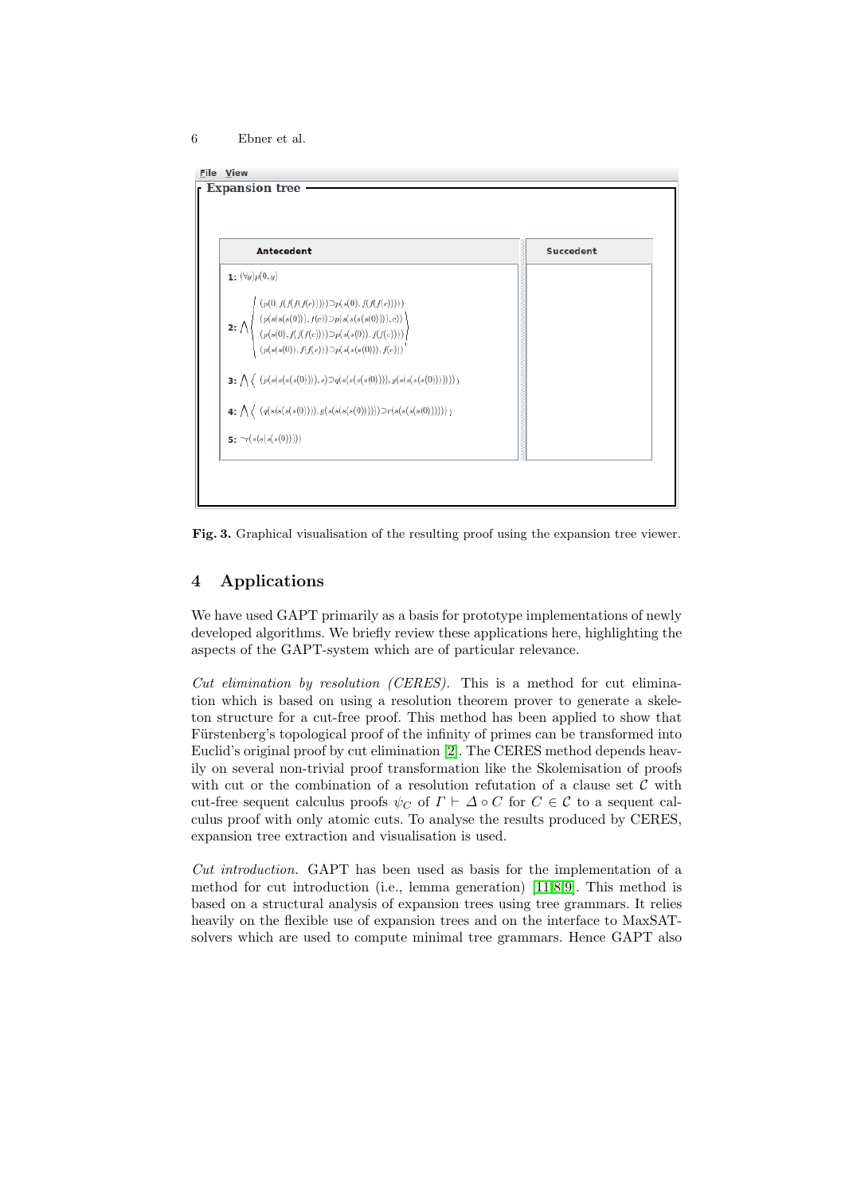File View

**Expansion tree**

| Antecedent | Succedent |
|---|---|
| **1:** $(\forall y)p(0,y)$ | |
| **2:** $\bigwedge \left\{ \begin{array}{l} (p(0,f(f(f(f(c)))))\supset p(s(0),f(f(f(c))))) \\ (p(s(s(s(0))),f(c))\supset p(s(s(s(s(0)))),c)) \\ (p(s(0),f(f(f(c))))\supset p(s(s(0)),f(f(c)))) \\ (p(s(s(0)),f(f(c)))\supset p(s(s(s(0))),f(c))) \end{array} \right.$ | |
| **3:** $\bigwedge \{ (p(s(s(s(s(0)))),c)\supset q(s(s(s(s(0)))),g(s(s(s(s(0))))))) \}$ | |
| **4:** $\bigwedge \{ (q(s(s(s(s(0)))),g(s(s(s(s(0))))))\supset r(s(s(s(s(0)))))) \}$ | |
| **5:** $\neg r(s(s(s(s(0)))))$ | |

**Fig. 3.** Graphical visualisation of the resulting proof using the expansion tree viewer.

## 4 Applications

We have used GAPT primarily as a basis for prototype implementations of newly developed algorithms. We briefly review these applications here, highlighting the aspects of the GAPT-system which are of particular relevance.

*Cut elimination by resolution (CERES).* This is a method for cut elimination which is based on using a resolution theorem prover to generate a skeleton structure for a cut-free proof. This method has been applied to show that Fürstenberg's topological proof of the infinity of primes can be transformed into Euclid's original proof by cut elimination [2]. The CERES method depends heavily on several non-trivial proof transformation like the Skolemisation of proofs with cut or the combination of a resolution refutation of a clause set $\mathcal{C}$ with cut-free sequent calculus proofs $\psi_C$ of $\Gamma \vdash \Delta \circ C$ for $C \in \mathcal{C}$ to a sequent calculus proof with only atomic cuts. To analyse the results produced by CERES, expansion tree extraction and visualisation is used.

*Cut introduction.* GAPT has been used as basis for the implementation of a method for cut introduction (i.e., lemma generation) [11,8,9]. This method is based on a structural analysis of expansion trees using tree grammars. It relies heavily on the flexible use of expansion trees and on the interface to MaxSAT-solvers which are used to compute minimal tree grammars. Hence GAPT also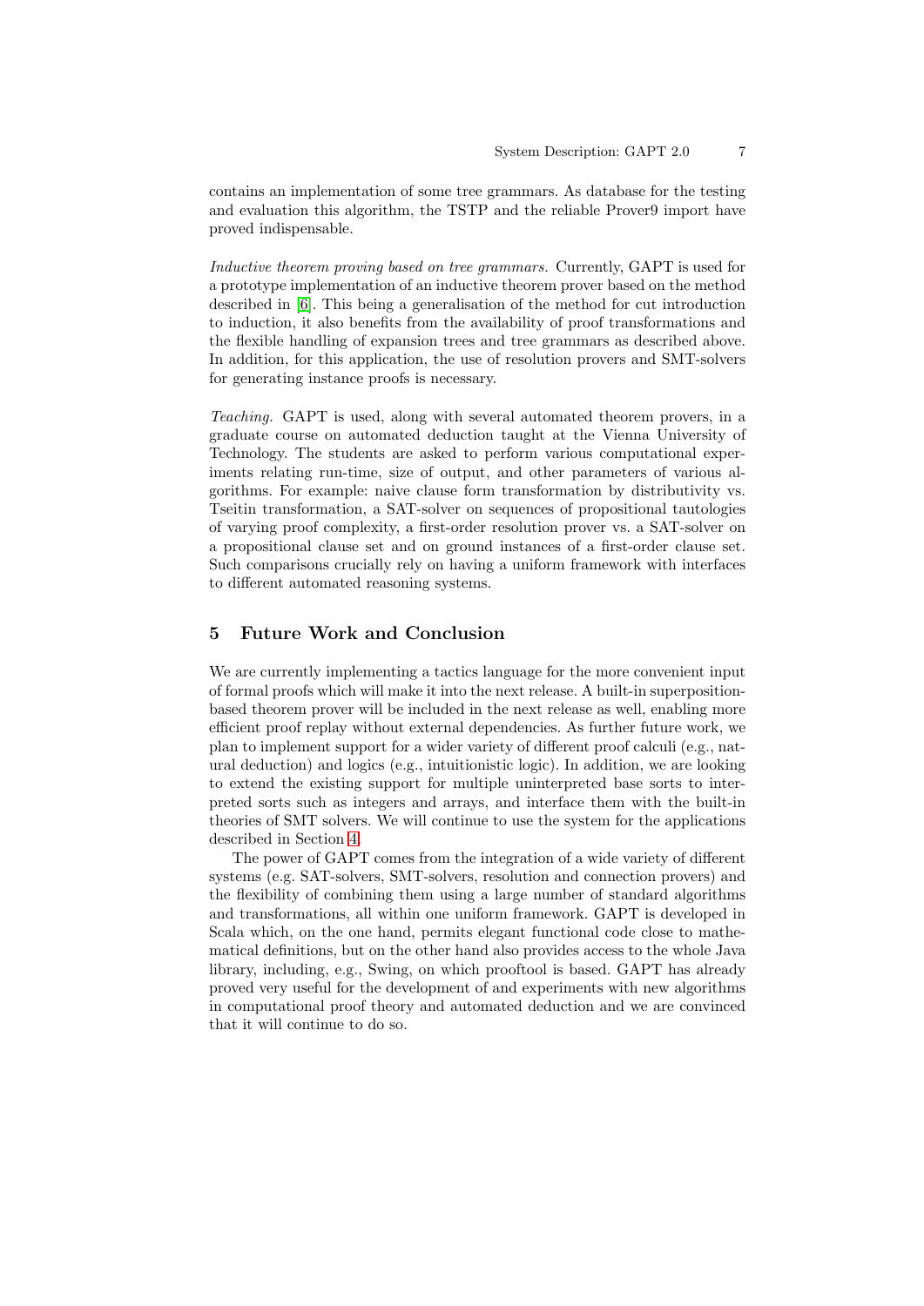contains an implementation of some tree grammars. As database for the testing and evaluation this algorithm, the TSTP and the reliable Prover9 import have proved indispensable.

*Inductive theorem proving based on tree grammars.* Currently, GAPT is used for a prototype implementation of an inductive theorem prover based on the method described in [6]. This being a generalisation of the method for cut introduction to induction, it also benefits from the availability of proof transformations and the flexible handling of expansion trees and tree grammars as described above. In addition, for this application, the use of resolution provers and SMT-solvers for generating instance proofs is necessary.

*Teaching.* GAPT is used, along with several automated theorem provers, in a graduate course on automated deduction taught at the Vienna University of Technology. The students are asked to perform various computational experiments relating run-time, size of output, and other parameters of various algorithms. For example: naive clause form transformation by distributivity vs. Tseitin transformation, a SAT-solver on sequences of propositional tautologies of varying proof complexity, a first-order resolution prover vs. a SAT-solver on a propositional clause set and on ground instances of a first-order clause set. Such comparisons crucially rely on having a uniform framework with interfaces to different automated reasoning systems.

## 5 Future Work and Conclusion

We are currently implementing a tactics language for the more convenient input of formal proofs which will make it into the next release. A built-in superposition-based theorem prover will be included in the next release as well, enabling more efficient proof replay without external dependencies. As further future work, we plan to implement support for a wider variety of different proof calculi (e.g., natural deduction) and logics (e.g., intuitionistic logic). In addition, we are looking to extend the existing support for multiple uninterpreted base sorts to interpreted sorts such as integers and arrays, and interface them with the built-in theories of SMT solvers. We will continue to use the system for the applications described in Section 4.

The power of GAPT comes from the integration of a wide variety of different systems (e.g. SAT-solvers, SMT-solvers, resolution and connection provers) and the flexibility of combining them using a large number of standard algorithms and transformations, all within one uniform framework. GAPT is developed in Scala which, on the one hand, permits elegant functional code close to mathematical definitions, but on the other hand also provides access to the whole Java library, including, e.g., Swing, on which prooftool is based. GAPT has already proved very useful for the development of and experiments with new algorithms in computational proof theory and automated deduction and we are convinced that it will continue to do so.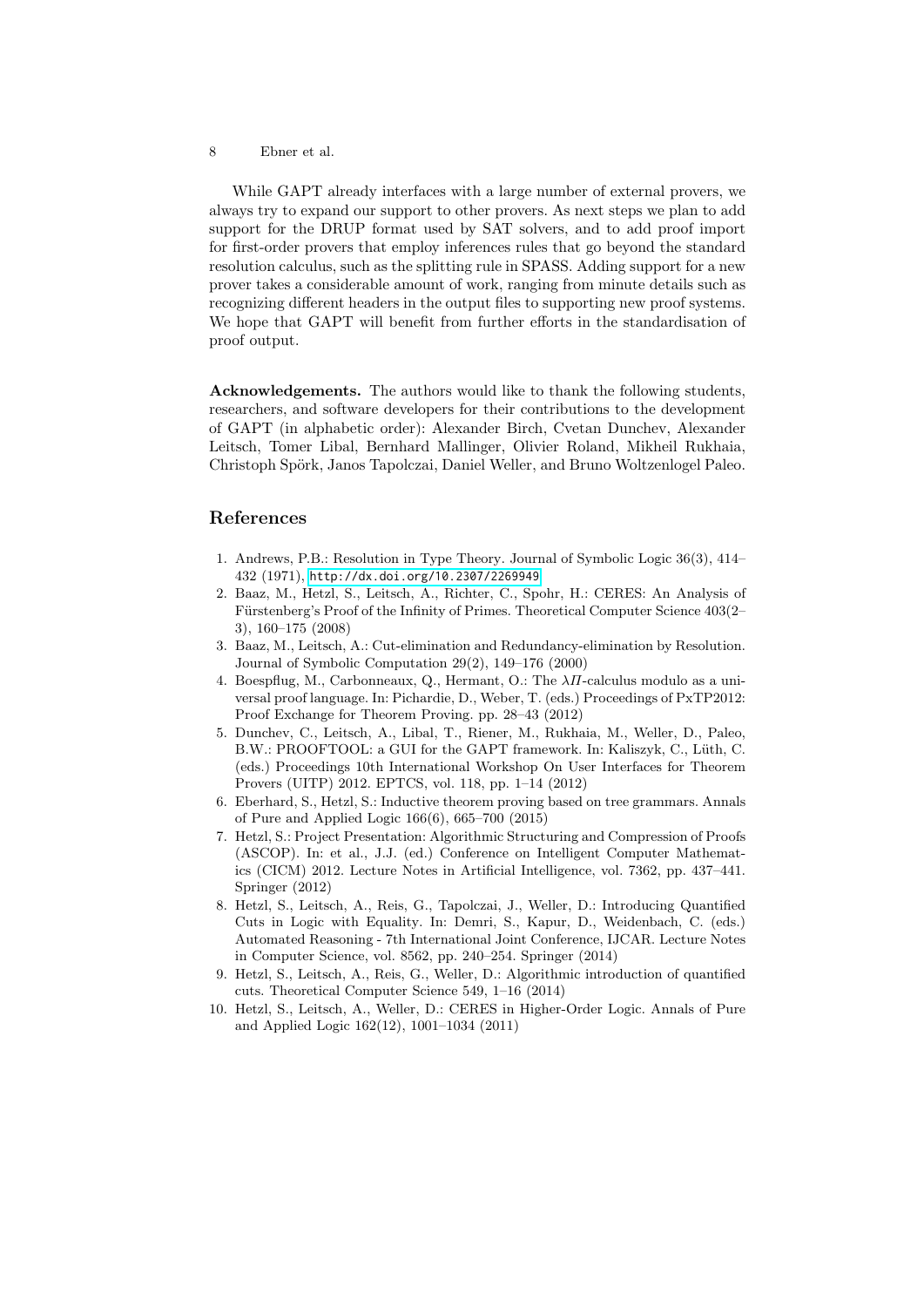While GAPT already interfaces with a large number of external provers, we always try to expand our support to other provers. As next steps we plan to add support for the DRUP format used by SAT solvers, and to add proof import for first-order provers that employ inferences rules that go beyond the standard resolution calculus, such as the splitting rule in SPASS. Adding support for a new prover takes a considerable amount of work, ranging from minute details such as recognizing different headers in the output files to supporting new proof systems. We hope that GAPT will benefit from further efforts in the standardisation of proof output.

**Acknowledgements.** The authors would like to thank the following students, researchers, and software developers for their contributions to the development of GAPT (in alphabetic order): Alexander Birch, Cvetan Dunchev, Alexander Leitsch, Tomer Libal, Bernhard Mallinger, Olivier Roland, Mikheil Rukhaia, Christoph Spörk, Janos Tapolczai, Daniel Weller, and Bruno Woltzenlogel Paleo.

## References

1. Andrews, P.B.: Resolution in Type Theory. Journal of Symbolic Logic 36(3), 414–432 (1971), http://dx.doi.org/10.2307/2269949
2. Baaz, M., Hetzl, S., Leitsch, A., Richter, C., Spohr, H.: CERES: An Analysis of Fürstenberg's Proof of the Infinity of Primes. Theoretical Computer Science 403(2–3), 160–175 (2008)
3. Baaz, M., Leitsch, A.: Cut-elimination and Redundancy-elimination by Resolution. Journal of Symbolic Computation 29(2), 149–176 (2000)
4. Boespflug, M., Carbonneaux, Q., Hermant, O.: The $\lambda\Pi$-calculus modulo as a universal proof language. In: Pichardie, D., Weber, T. (eds.) Proceedings of PxTP2012: Proof Exchange for Theorem Proving. pp. 28–43 (2012)
5. Dunchev, C., Leitsch, A., Libal, T., Riener, M., Rukhaia, M., Weller, D., Paleo, B.W.: PROOFTOOL: a GUI for the GAPT framework. In: Kaliszyk, C., Lüth, C. (eds.) Proceedings 10th International Workshop On User Interfaces for Theorem Provers (UITP) 2012. EPTCS, vol. 118, pp. 1–14 (2012)
6. Eberhard, S., Hetzl, S.: Inductive theorem proving based on tree grammars. Annals of Pure and Applied Logic 166(6), 665–700 (2015)
7. Hetzl, S.: Project Presentation: Algorithmic Structuring and Compression of Proofs (ASCOP). In: et al., J.J. (ed.) Conference on Intelligent Computer Mathematics (CICM) 2012. Lecture Notes in Artificial Intelligence, vol. 7362, pp. 437–441. Springer (2012)
8. Hetzl, S., Leitsch, A., Reis, G., Tapolczai, J., Weller, D.: Introducing Quantified Cuts in Logic with Equality. In: Demri, S., Kapur, D., Weidenbach, C. (eds.) Automated Reasoning - 7th International Joint Conference, IJCAR. Lecture Notes in Computer Science, vol. 8562, pp. 240–254. Springer (2014)
9. Hetzl, S., Leitsch, A., Reis, G., Weller, D.: Algorithmic introduction of quantified cuts. Theoretical Computer Science 549, 1–16 (2014)
10. Hetzl, S., Leitsch, A., Weller, D.: CERES in Higher-Order Logic. Annals of Pure and Applied Logic 162(12), 1001–1034 (2011)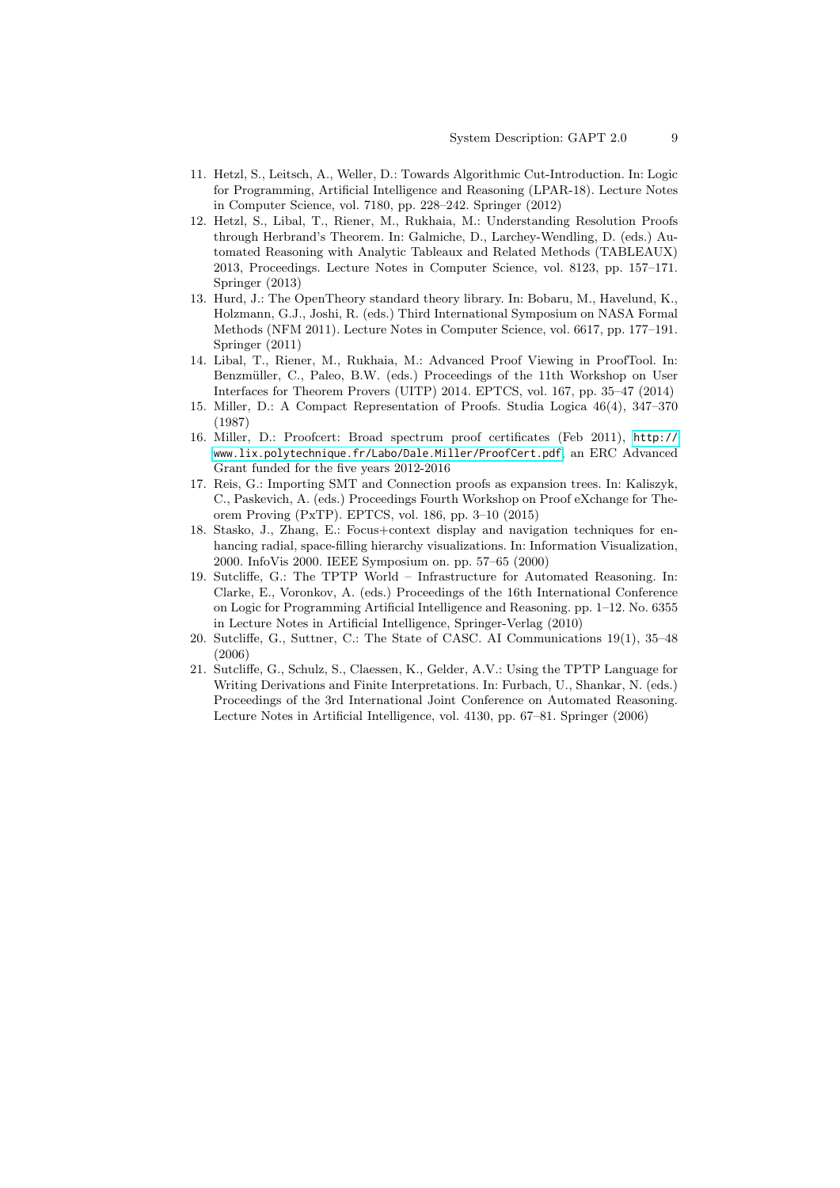11. Hetzl, S., Leitsch, A., Weller, D.: Towards Algorithmic Cut-Introduction. In: Logic for Programming, Artificial Intelligence and Reasoning (LPAR-18). Lecture Notes in Computer Science, vol. 7180, pp. 228–242. Springer (2012)
12. Hetzl, S., Libal, T., Riener, M., Rukhaia, M.: Understanding Resolution Proofs through Herbrand's Theorem. In: Galmiche, D., Larchey-Wendling, D. (eds.) Automated Reasoning with Analytic Tableaux and Related Methods (TABLEAUX) 2013, Proceedings. Lecture Notes in Computer Science, vol. 8123, pp. 157–171. Springer (2013)
13. Hurd, J.: The OpenTheory standard theory library. In: Bobaru, M., Havelund, K., Holzmann, G.J., Joshi, R. (eds.) Third International Symposium on NASA Formal Methods (NFM 2011). Lecture Notes in Computer Science, vol. 6617, pp. 177–191. Springer (2011)
14. Libal, T., Riener, M., Rukhaia, M.: Advanced Proof Viewing in ProofTool. In: Benzmüller, C., Paleo, B.W. (eds.) Proceedings of the 11th Workshop on User Interfaces for Theorem Provers (UITP) 2014. EPTCS, vol. 167, pp. 35–47 (2014)
15. Miller, D.: A Compact Representation of Proofs. Studia Logica 46(4), 347–370 (1987)
16. Miller, D.: Proofcert: Broad spectrum proof certificates (Feb 2011), http://www.lix.polytechnique.fr/Labo/Dale.Miller/ProofCert.pdf, an ERC Advanced Grant funded for the five years 2012-2016
17. Reis, G.: Importing SMT and Connection proofs as expansion trees. In: Kaliszyk, C., Paskevich, A. (eds.) Proceedings Fourth Workshop on Proof eXchange for Theorem Proving (PxTP). EPTCS, vol. 186, pp. 3–10 (2015)
18. Stasko, J., Zhang, E.: Focus+context display and navigation techniques for enhancing radial, space-filling hierarchy visualizations. In: Information Visualization, 2000. InfoVis 2000. IEEE Symposium on. pp. 57–65 (2000)
19. Sutcliffe, G.: The TPTP World – Infrastructure for Automated Reasoning. In: Clarke, E., Voronkov, A. (eds.) Proceedings of the 16th International Conference on Logic for Programming Artificial Intelligence and Reasoning. pp. 1–12. No. 6355 in Lecture Notes in Artificial Intelligence, Springer-Verlag (2010)
20. Sutcliffe, G., Suttner, C.: The State of CASC. AI Communications 19(1), 35–48 (2006)
21. Sutcliffe, G., Schulz, S., Claessen, K., Gelder, A.V.: Using the TPTP Language for Writing Derivations and Finite Interpretations. In: Furbach, U., Shankar, N. (eds.) Proceedings of the 3rd International Joint Conference on Automated Reasoning. Lecture Notes in Artificial Intelligence, vol. 4130, pp. 67–81. Springer (2006)